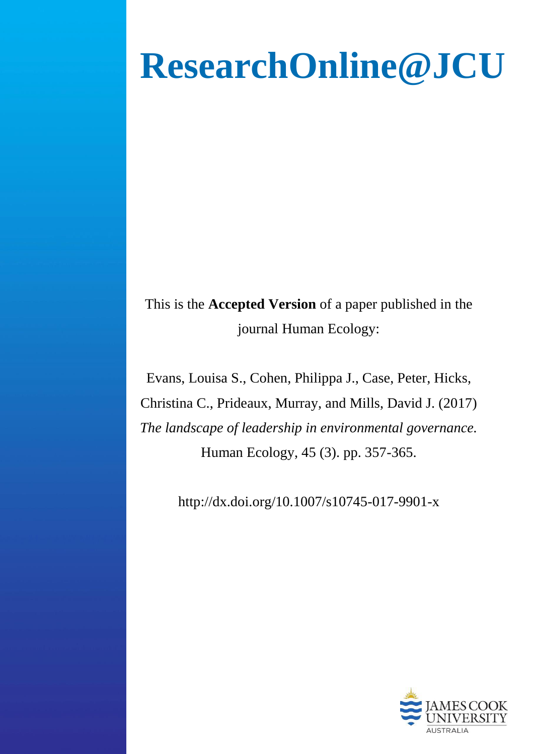# ResearchOnline@JCU

This is the **Accepted Version** of a paper published in the journal Human Ecology:

Evans, Louisa S., Cohen, Philippa J., Case, Peter, Hicks, Christina C., Prideaux, Murray, and Mills, David J. (2017) *The landscape of leadership in environmental governance.* Human Ecology, 45 (3). pp. 357-365.

http://dx.doi.org/10.1007/s10745-017-9901-x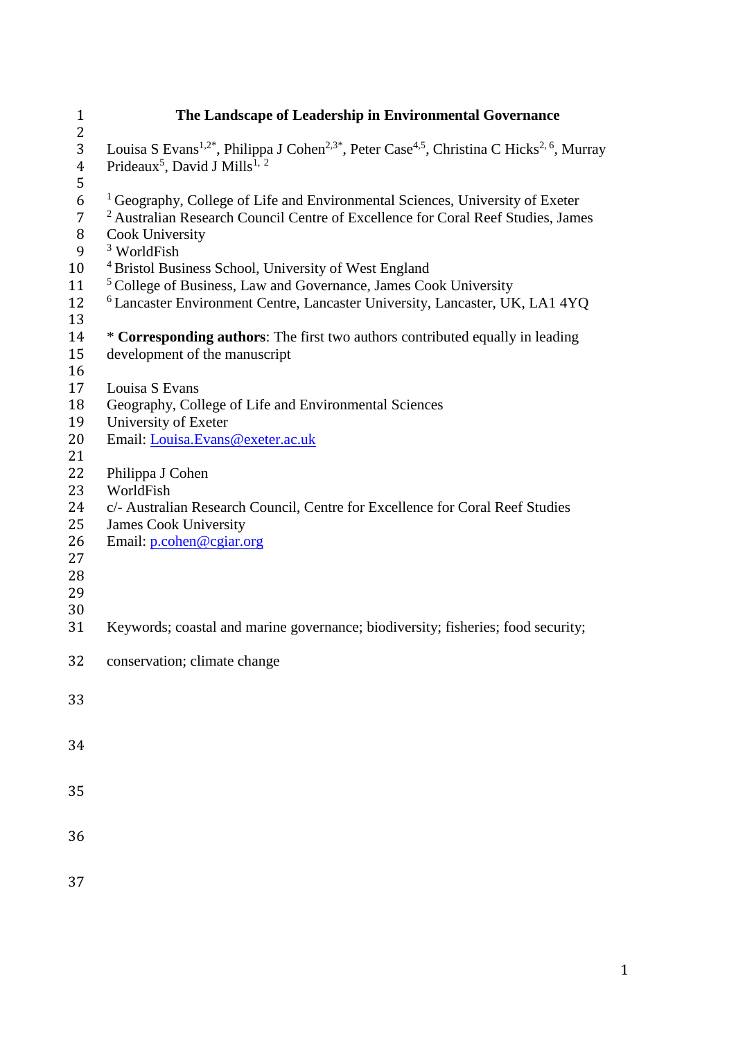# The Landscape of Leadership in Environmental Governance

Louisa S Evans[1,2*], Philippa J Cohen[2,3*], Peter Case[4,5], Christina C Hicks[2, 6], Murray Prideaux[5], David J Mills[1, 2]

[1] Geography, College of Life and Environmental Sciences, University of Exeter
[2] Australian Research Council Centre of Excellence for Coral Reef Studies, James Cook University
[3] WorldFish
[4] Bristol Business School, University of West England
[5] College of Business, Law and Governance, James Cook University
[6] Lancaster Environment Centre, Lancaster University, Lancaster, UK, LA1 4YQ

* **Corresponding authors**: The first two authors contributed equally in leading development of the manuscript

Louisa S Evans
Geography, College of Life and Environmental Sciences
University of Exeter
Email: Louisa.Evans@exeter.ac.uk

Philippa J Cohen
WorldFish
c/- Australian Research Council, Centre for Excellence for Coral Reef Studies
James Cook University
Email: p.cohen@cgiar.org

Keywords; coastal and marine governance; biodiversity; fisheries; food security; conservation; climate change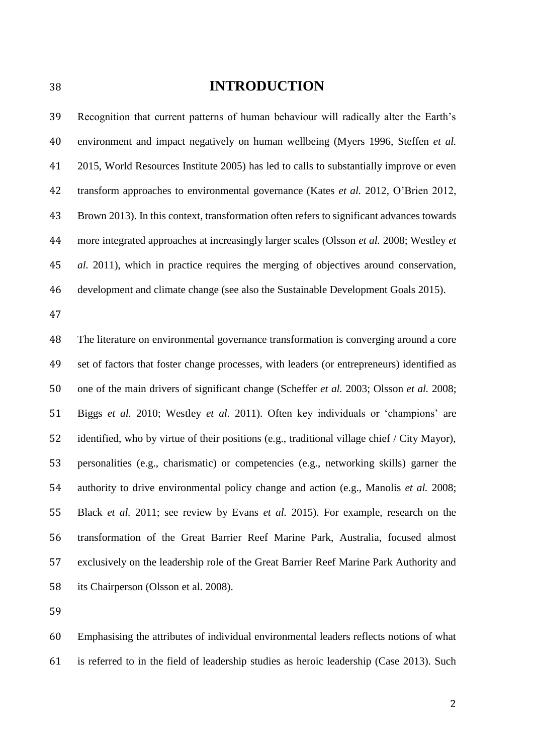# INTRODUCTION

Recognition that current patterns of human behaviour will radically alter the Earth's environment and impact negatively on human wellbeing (Myers 1996, Steffen *et al.* 2015, World Resources Institute 2005) has led to calls to substantially improve or even transform approaches to environmental governance (Kates *et al.* 2012, O'Brien 2012, Brown 2013). In this context, transformation often refers to significant advances towards more integrated approaches at increasingly larger scales (Olsson *et al.* 2008; Westley *et al.* 2011), which in practice requires the merging of objectives around conservation, development and climate change (see also the Sustainable Development Goals 2015).

The literature on environmental governance transformation is converging around a core set of factors that foster change processes, with leaders (or entrepreneurs) identified as one of the main drivers of significant change (Scheffer *et al.* 2003; Olsson *et al.* 2008; Biggs *et al.* 2010; Westley *et al*. 2011). Often key individuals or 'champions' are identified, who by virtue of their positions (e.g., traditional village chief / City Mayor), personalities (e.g., charismatic) or competencies (e.g., networking skills) garner the authority to drive environmental policy change and action (e.g., Manolis *et al.* 2008; Black *et al.* 2011; see review by Evans *et al.* 2015). For example, research on the transformation of the Great Barrier Reef Marine Park, Australia, focused almost exclusively on the leadership role of the Great Barrier Reef Marine Park Authority and its Chairperson (Olsson et al. 2008).

Emphasising the attributes of individual environmental leaders reflects notions of what is referred to in the field of leadership studies as heroic leadership (Case 2013). Such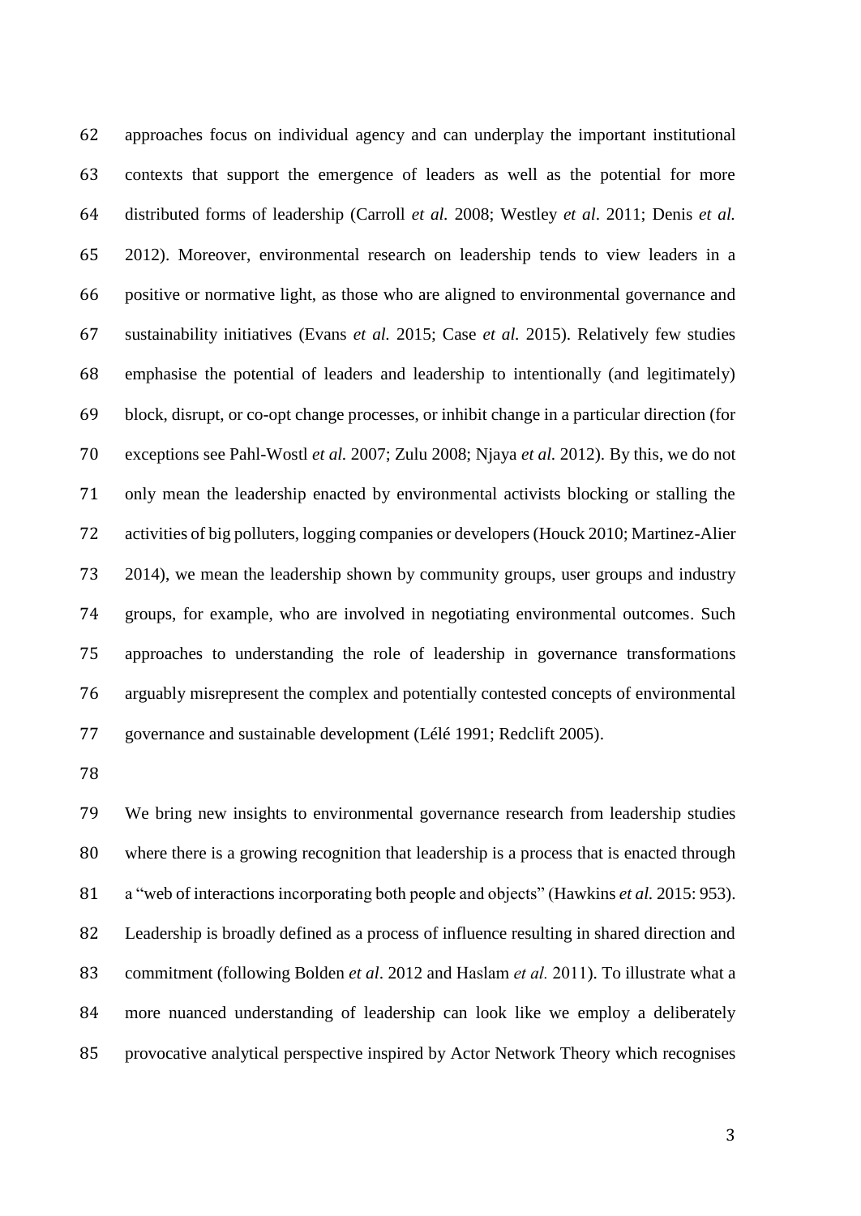approaches focus on individual agency and can underplay the important institutional contexts that support the emergence of leaders as well as the potential for more distributed forms of leadership (Carroll *et al.* 2008; Westley *et al*. 2011; Denis *et al.* 2012). Moreover, environmental research on leadership tends to view leaders in a positive or normative light, as those who are aligned to environmental governance and sustainability initiatives (Evans *et al.* 2015; Case *et al.* 2015). Relatively few studies emphasise the potential of leaders and leadership to intentionally (and legitimately) block, disrupt, or co-opt change processes, or inhibit change in a particular direction (for exceptions see Pahl-Wostl *et al.* 2007; Zulu 2008; Njaya *et al.* 2012). By this, we do not only mean the leadership enacted by environmental activists blocking or stalling the activities of big polluters, logging companies or developers (Houck 2010; Martinez-Alier 2014), we mean the leadership shown by community groups, user groups and industry groups, for example, who are involved in negotiating environmental outcomes. Such approaches to understanding the role of leadership in governance transformations arguably misrepresent the complex and potentially contested concepts of environmental governance and sustainable development (Lélé 1991; Redclift 2005).

We bring new insights to environmental governance research from leadership studies where there is a growing recognition that leadership is a process that is enacted through a "web of interactions incorporating both people and objects" (Hawkins *et al.* 2015: 953). Leadership is broadly defined as a process of influence resulting in shared direction and commitment (following Bolden *et al*. 2012 and Haslam *et al.* 2011). To illustrate what a more nuanced understanding of leadership can look like we employ a deliberately provocative analytical perspective inspired by Actor Network Theory which recognises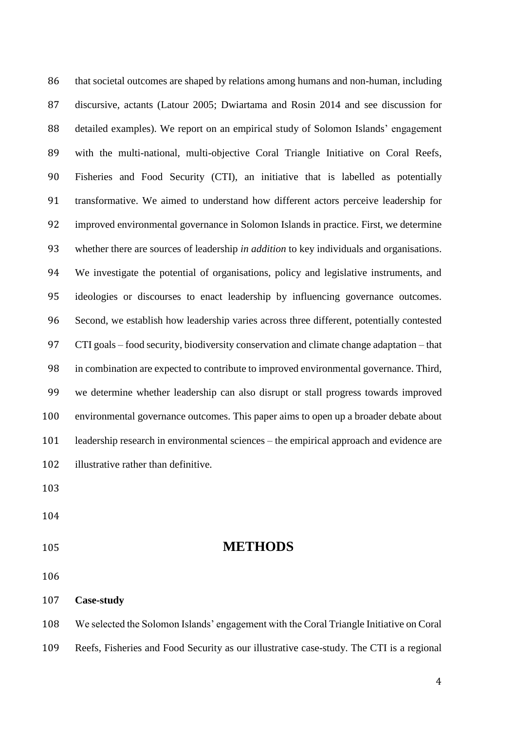that societal outcomes are shaped by relations among humans and non-human, including discursive, actants (Latour 2005; Dwiartama and Rosin 2014 and see discussion for detailed examples). We report on an empirical study of Solomon Islands' engagement with the multi-national, multi-objective Coral Triangle Initiative on Coral Reefs, Fisheries and Food Security (CTI), an initiative that is labelled as potentially transformative. We aimed to understand how different actors perceive leadership for improved environmental governance in Solomon Islands in practice. First, we determine whether there are sources of leadership *in addition* to key individuals and organisations. We investigate the potential of organisations, policy and legislative instruments, and ideologies or discourses to enact leadership by influencing governance outcomes. Second, we establish how leadership varies across three different, potentially contested CTI goals – food security, biodiversity conservation and climate change adaptation – that in combination are expected to contribute to improved environmental governance. Third, we determine whether leadership can also disrupt or stall progress towards improved environmental governance outcomes. This paper aims to open up a broader debate about leadership research in environmental sciences – the empirical approach and evidence are illustrative rather than definitive.

# METHODS

**Case-study**

We selected the Solomon Islands' engagement with the Coral Triangle Initiative on Coral Reefs, Fisheries and Food Security as our illustrative case-study. The CTI is a regional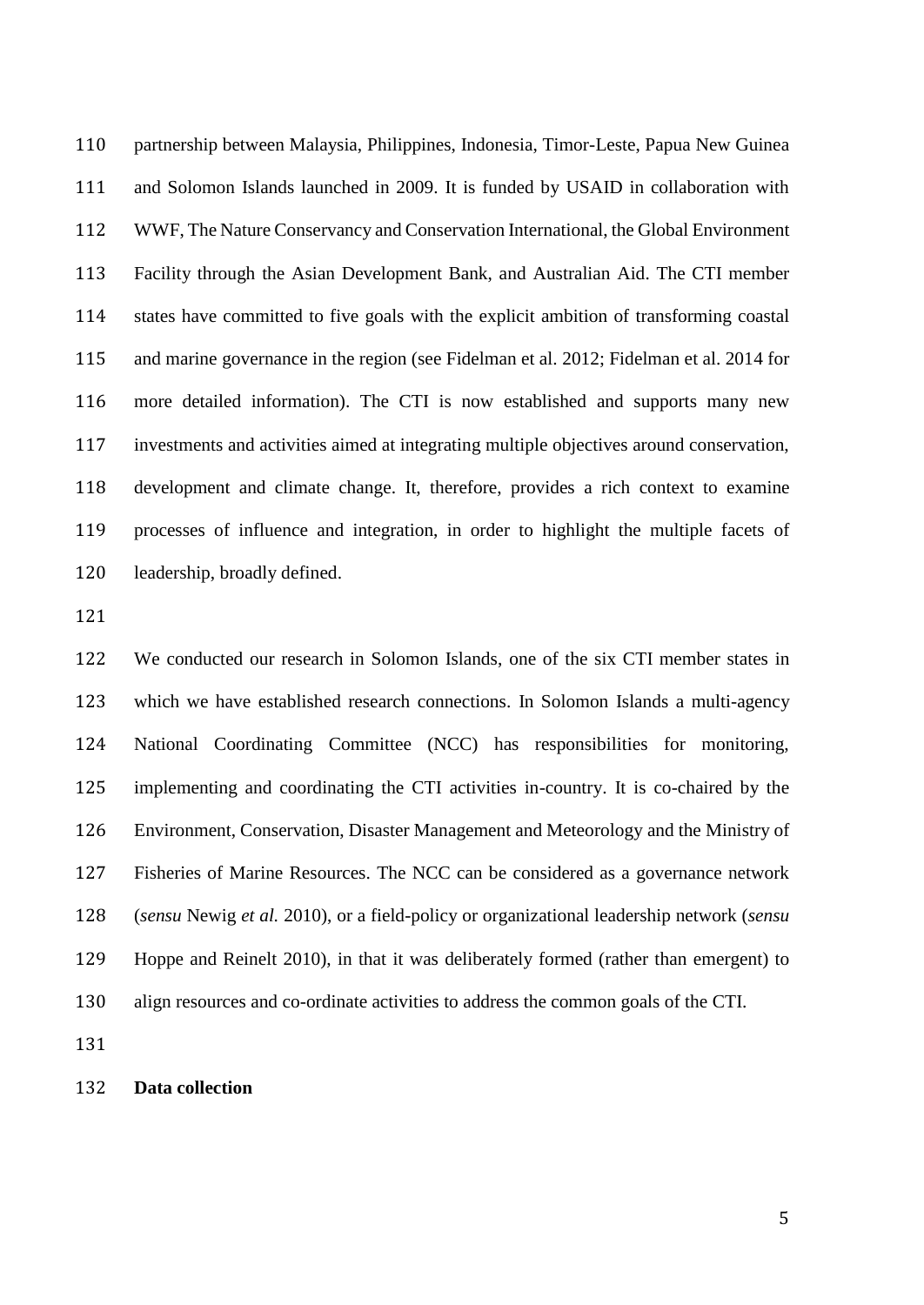partnership between Malaysia, Philippines, Indonesia, Timor-Leste, Papua New Guinea and Solomon Islands launched in 2009. It is funded by USAID in collaboration with WWF, The Nature Conservancy and Conservation International, the Global Environment Facility through the Asian Development Bank, and Australian Aid. The CTI member states have committed to five goals with the explicit ambition of transforming coastal and marine governance in the region (see Fidelman et al. 2012; Fidelman et al. 2014 for more detailed information). The CTI is now established and supports many new investments and activities aimed at integrating multiple objectives around conservation, development and climate change. It, therefore, provides a rich context to examine processes of influence and integration, in order to highlight the multiple facets of leadership, broadly defined.

We conducted our research in Solomon Islands, one of the six CTI member states in which we have established research connections. In Solomon Islands a multi-agency National Coordinating Committee (NCC) has responsibilities for monitoring, implementing and coordinating the CTI activities in-country. It is co-chaired by the Environment, Conservation, Disaster Management and Meteorology and the Ministry of Fisheries of Marine Resources. The NCC can be considered as a governance network (*sensu* Newig *et al.* 2010), or a field-policy or organizational leadership network (*sensu* Hoppe and Reinelt 2010), in that it was deliberately formed (rather than emergent) to align resources and co-ordinate activities to address the common goals of the CTI.

**Data collection**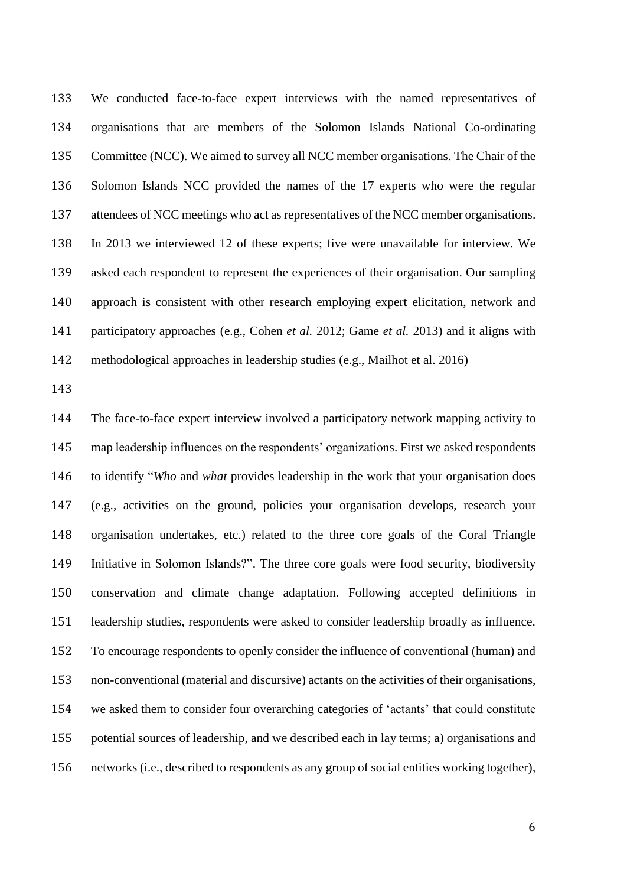We conducted face-to-face expert interviews with the named representatives of organisations that are members of the Solomon Islands National Co-ordinating Committee (NCC). We aimed to survey all NCC member organisations. The Chair of the Solomon Islands NCC provided the names of the 17 experts who were the regular attendees of NCC meetings who act as representatives of the NCC member organisations. In 2013 we interviewed 12 of these experts; five were unavailable for interview. We asked each respondent to represent the experiences of their organisation. Our sampling approach is consistent with other research employing expert elicitation, network and participatory approaches (e.g., Cohen *et al.* 2012; Game *et al.* 2013) and it aligns with methodological approaches in leadership studies (e.g., Mailhot et al. 2016)

The face-to-face expert interview involved a participatory network mapping activity to map leadership influences on the respondents' organizations. First we asked respondents to identify "*Who* and *what* provides leadership in the work that your organisation does (e.g., activities on the ground, policies your organisation develops, research your organisation undertakes, etc.) related to the three core goals of the Coral Triangle Initiative in Solomon Islands?". The three core goals were food security, biodiversity conservation and climate change adaptation. Following accepted definitions in leadership studies, respondents were asked to consider leadership broadly as influence. To encourage respondents to openly consider the influence of conventional (human) and non-conventional (material and discursive) actants on the activities of their organisations, we asked them to consider four overarching categories of 'actants' that could constitute potential sources of leadership, and we described each in lay terms; a) organisations and networks (i.e., described to respondents as any group of social entities working together),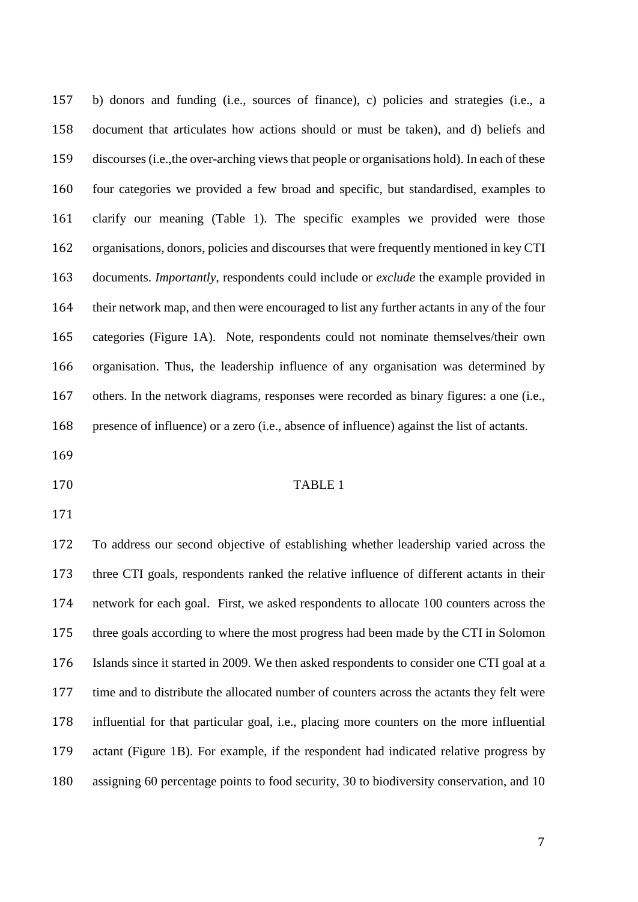b) donors and funding (i.e., sources of finance), c) policies and strategies (i.e., a document that articulates how actions should or must be taken), and d) beliefs and discourses (i.e.,the over-arching views that people or organisations hold). In each of these four categories we provided a few broad and specific, but standardised, examples to clarify our meaning (Table 1). The specific examples we provided were those organisations, donors, policies and discourses that were frequently mentioned in key CTI documents. *Importantly*, respondents could include or *exclude* the example provided in their network map, and then were encouraged to list any further actants in any of the four categories (Figure 1A). Note, respondents could not nominate themselves/their own organisation. Thus, the leadership influence of any organisation was determined by others. In the network diagrams, responses were recorded as binary figures: a one (i.e., presence of influence) or a zero (i.e., absence of influence) against the list of actants.

TABLE 1

To address our second objective of establishing whether leadership varied across the three CTI goals, respondents ranked the relative influence of different actants in their network for each goal. First, we asked respondents to allocate 100 counters across the three goals according to where the most progress had been made by the CTI in Solomon Islands since it started in 2009. We then asked respondents to consider one CTI goal at a time and to distribute the allocated number of counters across the actants they felt were influential for that particular goal, i.e., placing more counters on the more influential actant (Figure 1B). For example, if the respondent had indicated relative progress by assigning 60 percentage points to food security, 30 to biodiversity conservation, and 10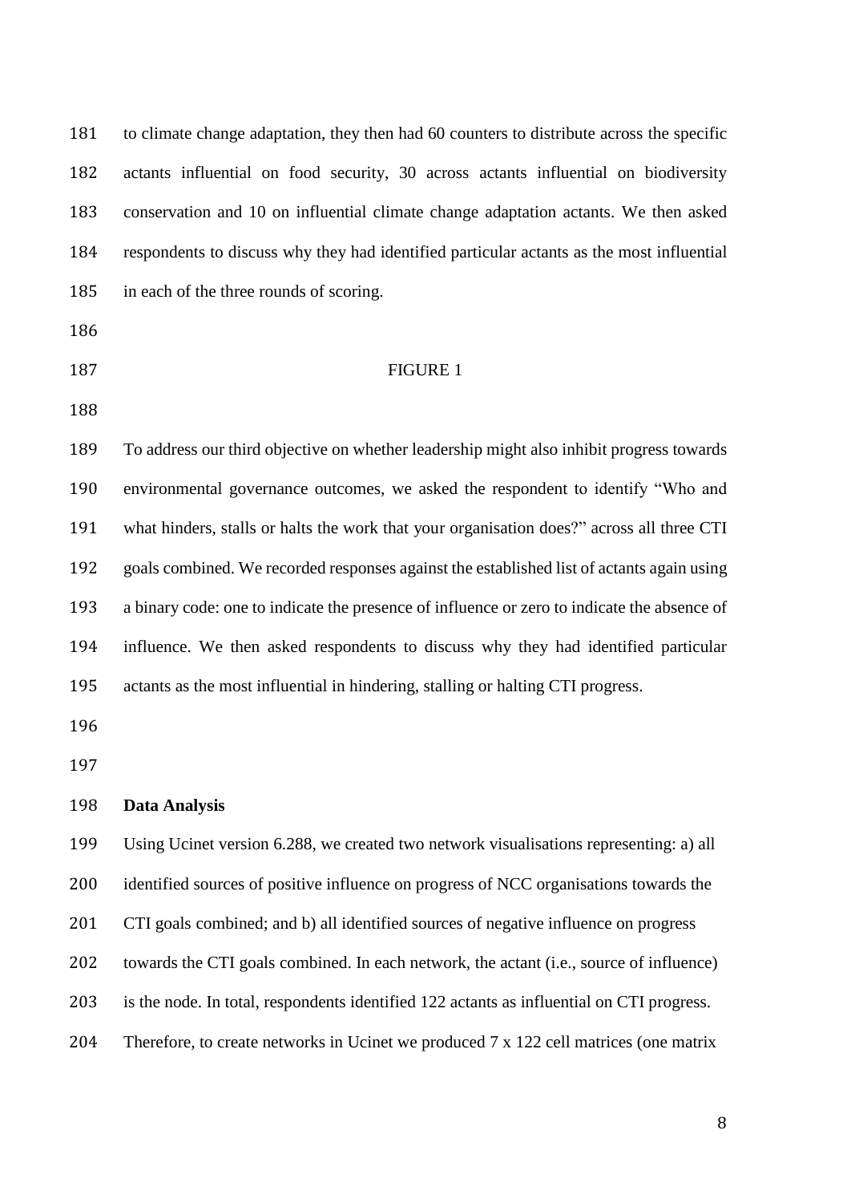to climate change adaptation, they then had 60 counters to distribute across the specific actants influential on food security, 30 across actants influential on biodiversity conservation and 10 on influential climate change adaptation actants. We then asked respondents to discuss why they had identified particular actants as the most influential in each of the three rounds of scoring.

FIGURE 1

To address our third objective on whether leadership might also inhibit progress towards environmental governance outcomes, we asked the respondent to identify "Who and what hinders, stalls or halts the work that your organisation does?" across all three CTI goals combined. We recorded responses against the established list of actants again using a binary code: one to indicate the presence of influence or zero to indicate the absence of influence. We then asked respondents to discuss why they had identified particular actants as the most influential in hindering, stalling or halting CTI progress.

**Data Analysis**

Using Ucinet version 6.288, we created two network visualisations representing: a) all identified sources of positive influence on progress of NCC organisations towards the CTI goals combined; and b) all identified sources of negative influence on progress towards the CTI goals combined. In each network, the actant (i.e., source of influence) is the node. In total, respondents identified 122 actants as influential on CTI progress. Therefore, to create networks in Ucinet we produced 7 x 122 cell matrices (one matrix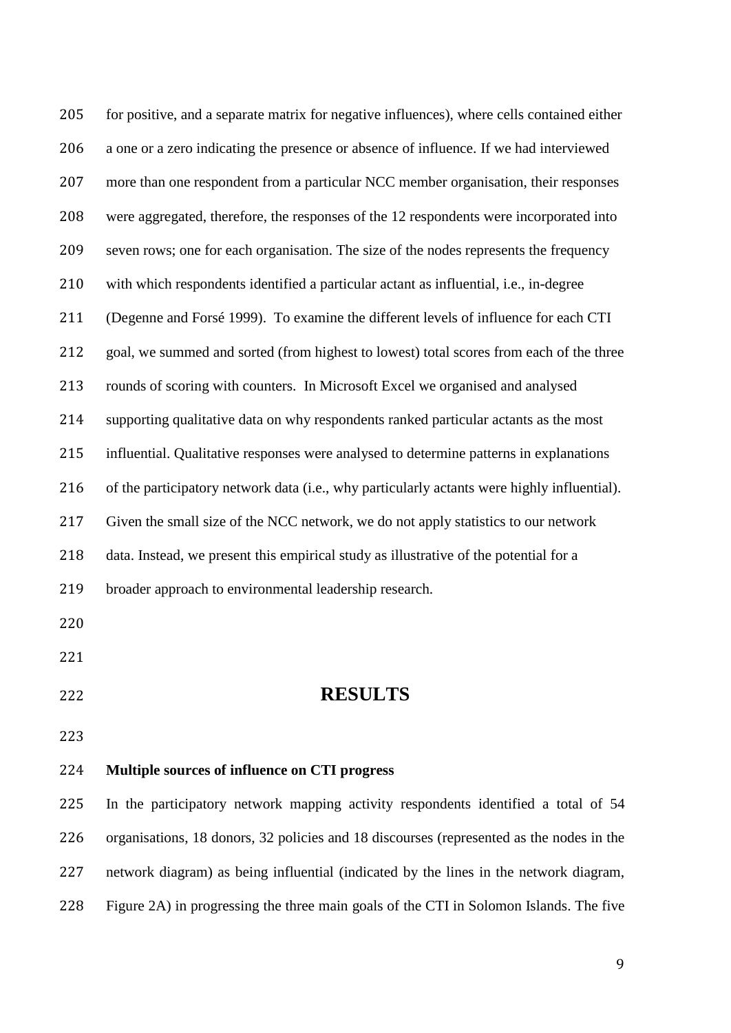for positive, and a separate matrix for negative influences), where cells contained either a one or a zero indicating the presence or absence of influence. If we had interviewed more than one respondent from a particular NCC member organisation, their responses were aggregated, therefore, the responses of the 12 respondents were incorporated into seven rows; one for each organisation. The size of the nodes represents the frequency with which respondents identified a particular actant as influential, i.e., in-degree (Degenne and Forsé 1999). To examine the different levels of influence for each CTI goal, we summed and sorted (from highest to lowest) total scores from each of the three rounds of scoring with counters. In Microsoft Excel we organised and analysed supporting qualitative data on why respondents ranked particular actants as the most influential. Qualitative responses were analysed to determine patterns in explanations of the participatory network data (i.e., why particularly actants were highly influential). Given the small size of the NCC network, we do not apply statistics to our network data. Instead, we present this empirical study as illustrative of the potential for a broader approach to environmental leadership research.

## RESULTS

**Multiple sources of influence on CTI progress**

In the participatory network mapping activity respondents identified a total of 54 organisations, 18 donors, 32 policies and 18 discourses (represented as the nodes in the network diagram) as being influential (indicated by the lines in the network diagram, Figure 2A) in progressing the three main goals of the CTI in Solomon Islands. The five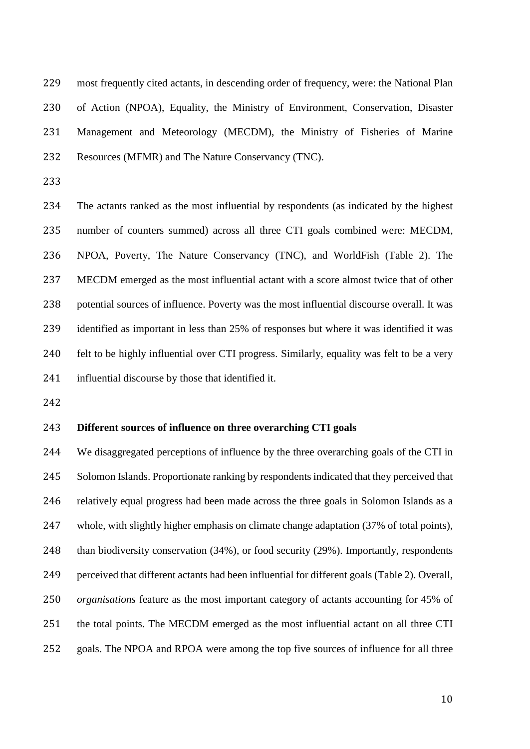most frequently cited actants, in descending order of frequency, were: the National Plan of Action (NPOA), Equality, the Ministry of Environment, Conservation, Disaster Management and Meteorology (MECDM), the Ministry of Fisheries of Marine Resources (MFMR) and The Nature Conservancy (TNC).

The actants ranked as the most influential by respondents (as indicated by the highest number of counters summed) across all three CTI goals combined were: MECDM, NPOA, Poverty, The Nature Conservancy (TNC), and WorldFish (Table 2). The MECDM emerged as the most influential actant with a score almost twice that of other potential sources of influence. Poverty was the most influential discourse overall. It was identified as important in less than 25% of responses but where it was identified it was felt to be highly influential over CTI progress. Similarly, equality was felt to be a very influential discourse by those that identified it.

**Different sources of influence on three overarching CTI goals**

We disaggregated perceptions of influence by the three overarching goals of the CTI in Solomon Islands. Proportionate ranking by respondents indicated that they perceived that relatively equal progress had been made across the three goals in Solomon Islands as a whole, with slightly higher emphasis on climate change adaptation (37% of total points), than biodiversity conservation (34%), or food security (29%). Importantly, respondents perceived that different actants had been influential for different goals (Table 2). Overall, *organisations* feature as the most important category of actants accounting for 45% of the total points. The MECDM emerged as the most influential actant on all three CTI goals. The NPOA and RPOA were among the top five sources of influence for all three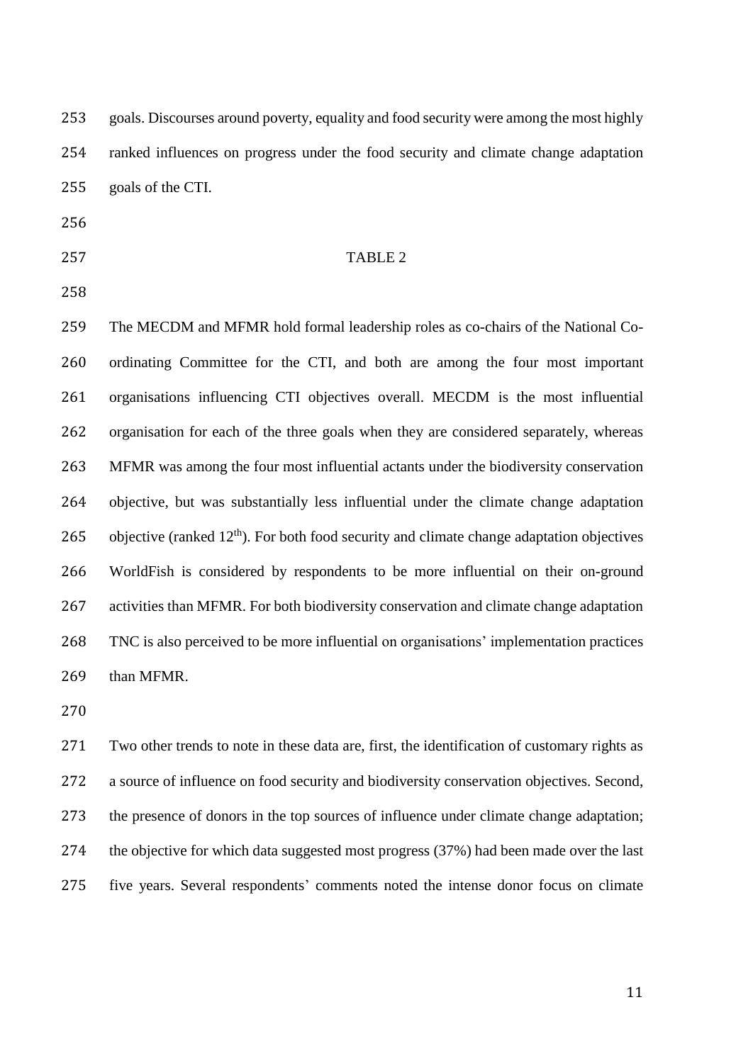goals. Discourses around poverty, equality and food security were among the most highly ranked influences on progress under the food security and climate change adaptation goals of the CTI.

TABLE 2

The MECDM and MFMR hold formal leadership roles as co-chairs of the National Co-ordinating Committee for the CTI, and both are among the four most important organisations influencing CTI objectives overall. MECDM is the most influential organisation for each of the three goals when they are considered separately, whereas MFMR was among the four most influential actants under the biodiversity conservation objective, but was substantially less influential under the climate change adaptation objective (ranked 12th). For both food security and climate change adaptation objectives WorldFish is considered by respondents to be more influential on their on-ground activities than MFMR. For both biodiversity conservation and climate change adaptation TNC is also perceived to be more influential on organisations' implementation practices than MFMR.

Two other trends to note in these data are, first, the identification of customary rights as a source of influence on food security and biodiversity conservation objectives. Second, the presence of donors in the top sources of influence under climate change adaptation; the objective for which data suggested most progress (37%) had been made over the last five years. Several respondents' comments noted the intense donor focus on climate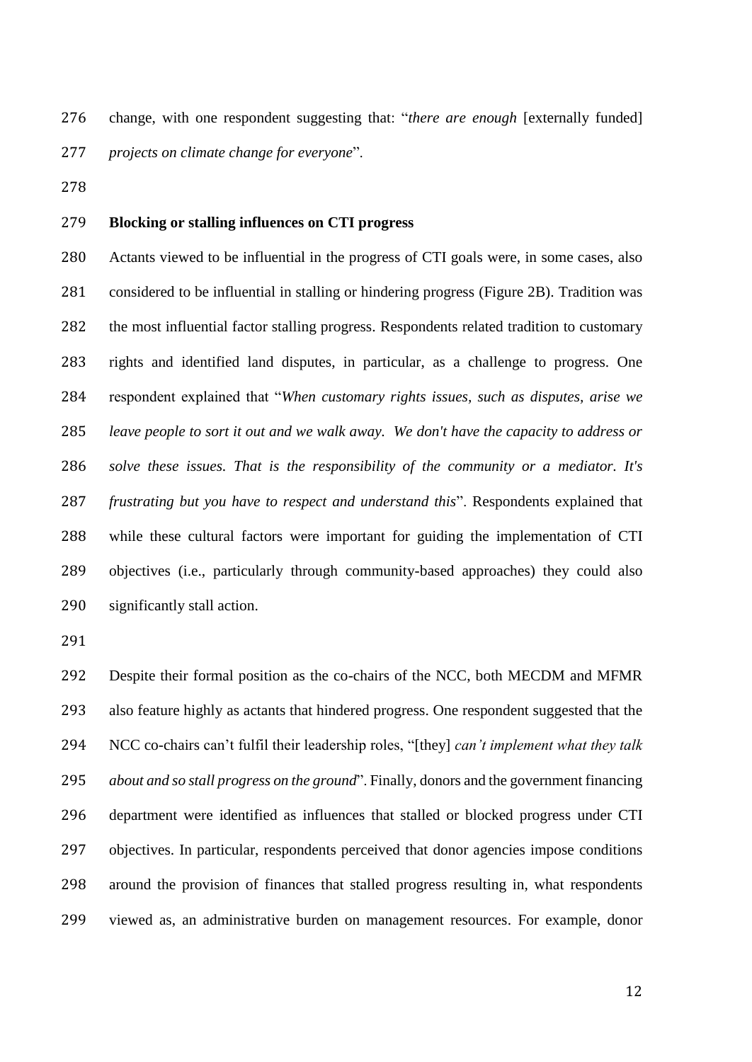change, with one respondent suggesting that: "*there are enough* [externally funded] *projects on climate change for everyone*".

**Blocking or stalling influences on CTI progress**

Actants viewed to be influential in the progress of CTI goals were, in some cases, also considered to be influential in stalling or hindering progress (Figure 2B). Tradition was the most influential factor stalling progress. Respondents related tradition to customary rights and identified land disputes, in particular, as a challenge to progress. One respondent explained that "*When customary rights issues, such as disputes, arise we leave people to sort it out and we walk away. We don't have the capacity to address or solve these issues. That is the responsibility of the community or a mediator. It's frustrating but you have to respect and understand this*". Respondents explained that while these cultural factors were important for guiding the implementation of CTI objectives (i.e., particularly through community-based approaches) they could also significantly stall action.

Despite their formal position as the co-chairs of the NCC, both MECDM and MFMR also feature highly as actants that hindered progress. One respondent suggested that the NCC co-chairs can't fulfil their leadership roles, "[they] *can't implement what they talk about and so stall progress on the ground*". Finally, donors and the government financing department were identified as influences that stalled or blocked progress under CTI objectives. In particular, respondents perceived that donor agencies impose conditions around the provision of finances that stalled progress resulting in, what respondents viewed as, an administrative burden on management resources. For example, donor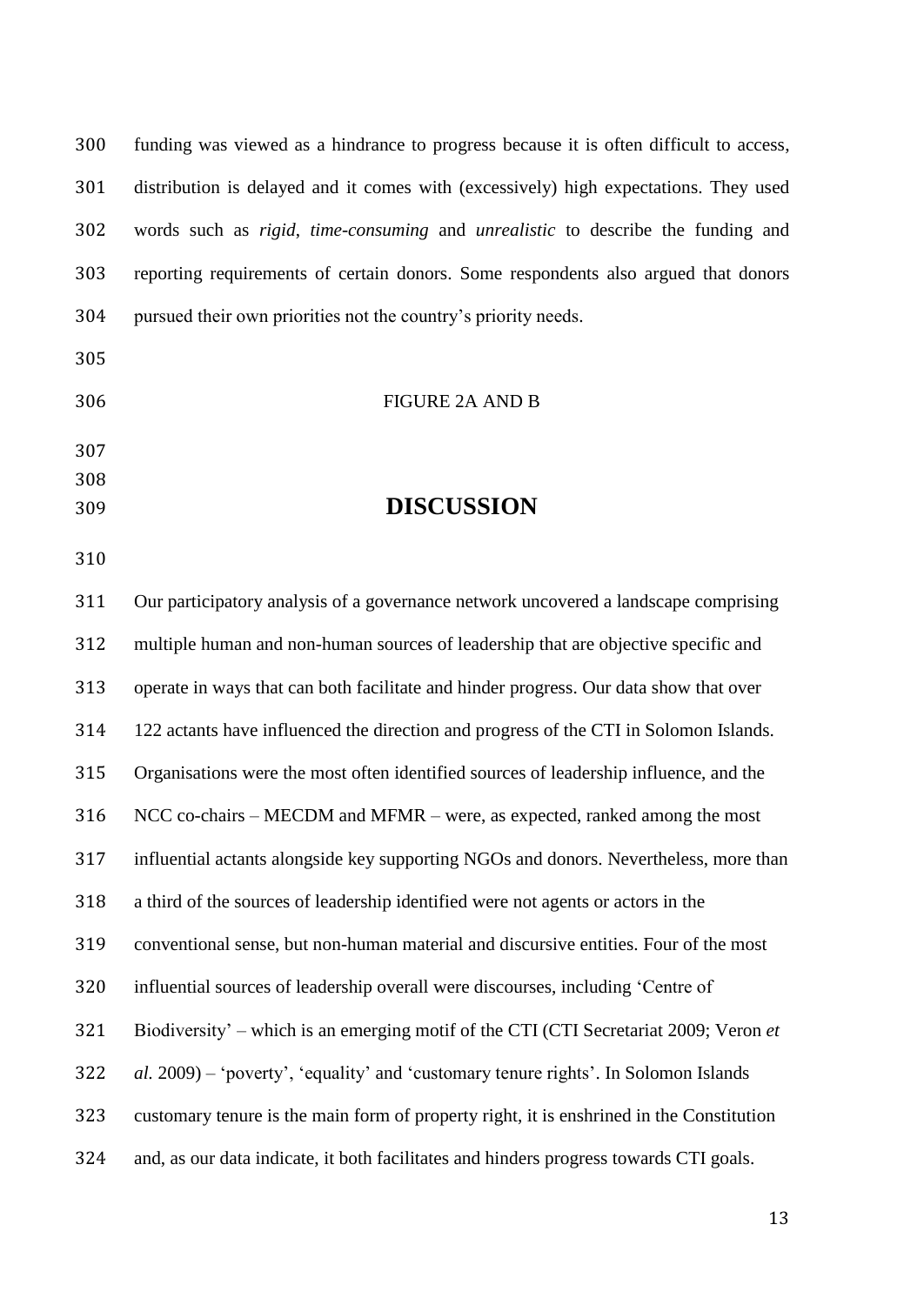funding was viewed as a hindrance to progress because it is often difficult to access, distribution is delayed and it comes with (excessively) high expectations. They used words such as *rigid*, *time-consuming* and *unrealistic* to describe the funding and reporting requirements of certain donors. Some respondents also argued that donors pursued their own priorities not the country's priority needs.

FIGURE 2A AND B

# DISCUSSION

Our participatory analysis of a governance network uncovered a landscape comprising multiple human and non-human sources of leadership that are objective specific and operate in ways that can both facilitate and hinder progress. Our data show that over 122 actants have influenced the direction and progress of the CTI in Solomon Islands. Organisations were the most often identified sources of leadership influence, and the NCC co-chairs – MECDM and MFMR – were, as expected, ranked among the most influential actants alongside key supporting NGOs and donors. Nevertheless, more than a third of the sources of leadership identified were not agents or actors in the conventional sense, but non-human material and discursive entities. Four of the most influential sources of leadership overall were discourses, including 'Centre of Biodiversity' – which is an emerging motif of the CTI (CTI Secretariat 2009; Veron *et al.* 2009) – 'poverty', 'equality' and 'customary tenure rights'. In Solomon Islands customary tenure is the main form of property right, it is enshrined in the Constitution and, as our data indicate, it both facilitates and hinders progress towards CTI goals.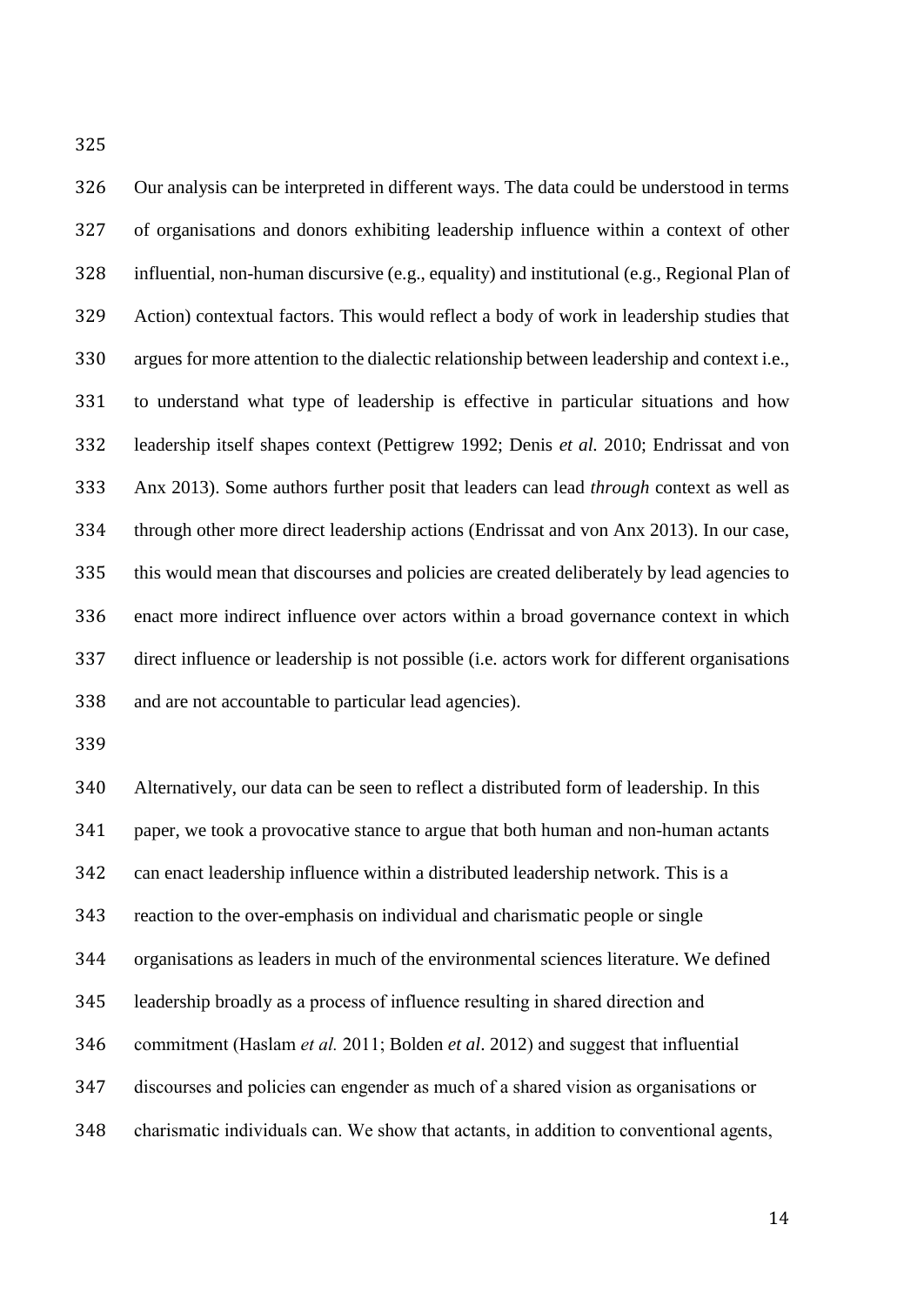Our analysis can be interpreted in different ways. The data could be understood in terms of organisations and donors exhibiting leadership influence within a context of other influential, non-human discursive (e.g., equality) and institutional (e.g., Regional Plan of Action) contextual factors. This would reflect a body of work in leadership studies that argues for more attention to the dialectic relationship between leadership and context i.e., to understand what type of leadership is effective in particular situations and how leadership itself shapes context (Pettigrew 1992; Denis *et al.* 2010; Endrissat and von Anx 2013). Some authors further posit that leaders can lead *through* context as well as through other more direct leadership actions (Endrissat and von Anx 2013). In our case, this would mean that discourses and policies are created deliberately by lead agencies to enact more indirect influence over actors within a broad governance context in which direct influence or leadership is not possible (i.e. actors work for different organisations and are not accountable to particular lead agencies).

Alternatively, our data can be seen to reflect a distributed form of leadership. In this paper, we took a provocative stance to argue that both human and non-human actants can enact leadership influence within a distributed leadership network. This is a reaction to the over-emphasis on individual and charismatic people or single organisations as leaders in much of the environmental sciences literature. We defined leadership broadly as a process of influence resulting in shared direction and commitment (Haslam *et al.* 2011; Bolden *et al*. 2012) and suggest that influential discourses and policies can engender as much of a shared vision as organisations or charismatic individuals can. We show that actants, in addition to conventional agents,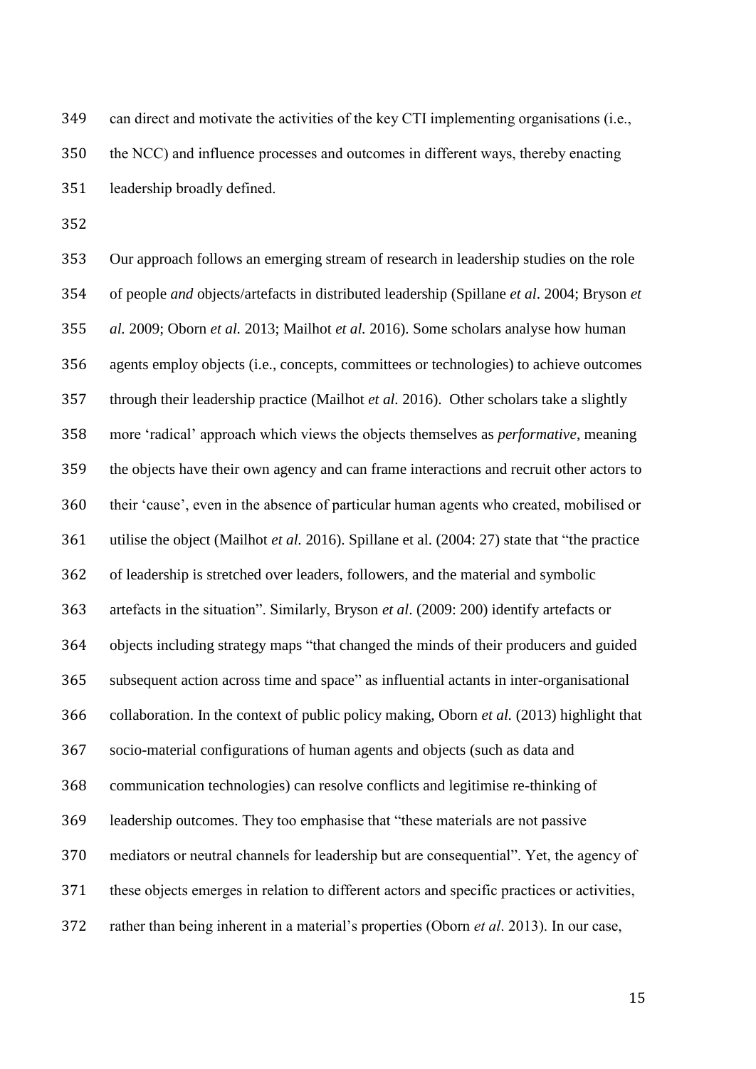can direct and motivate the activities of the key CTI implementing organisations (i.e., the NCC) and influence processes and outcomes in different ways, thereby enacting leadership broadly defined.

Our approach follows an emerging stream of research in leadership studies on the role of people *and* objects/artefacts in distributed leadership (Spillane *et al*. 2004; Bryson *et al.* 2009; Oborn *et al.* 2013; Mailhot *et al.* 2016). Some scholars analyse how human agents employ objects (i.e., concepts, committees or technologies) to achieve outcomes through their leadership practice (Mailhot *et al*. 2016). Other scholars take a slightly more 'radical' approach which views the objects themselves as *performative*, meaning the objects have their own agency and can frame interactions and recruit other actors to their 'cause', even in the absence of particular human agents who created, mobilised or utilise the object (Mailhot *et al.* 2016). Spillane et al. (2004: 27) state that "the practice of leadership is stretched over leaders, followers, and the material and symbolic artefacts in the situation". Similarly, Bryson *et al*. (2009: 200) identify artefacts or objects including strategy maps "that changed the minds of their producers and guided subsequent action across time and space" as influential actants in inter-organisational collaboration. In the context of public policy making, Oborn *et al.* (2013) highlight that socio-material configurations of human agents and objects (such as data and communication technologies) can resolve conflicts and legitimise re-thinking of leadership outcomes. They too emphasise that "these materials are not passive mediators or neutral channels for leadership but are consequential". Yet, the agency of these objects emerges in relation to different actors and specific practices or activities, rather than being inherent in a material's properties (Oborn *et al*. 2013). In our case,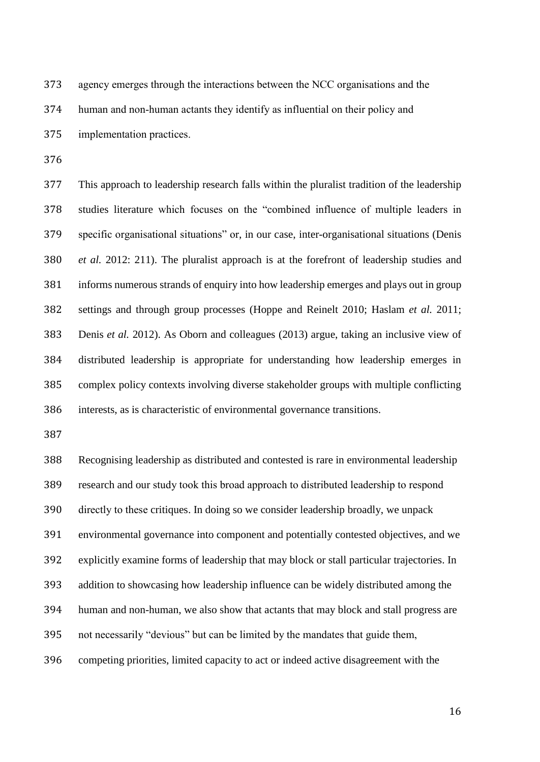agency emerges through the interactions between the NCC organisations and the human and non-human actants they identify as influential on their policy and implementation practices.

This approach to leadership research falls within the pluralist tradition of the leadership studies literature which focuses on the "combined influence of multiple leaders in specific organisational situations" or, in our case, inter-organisational situations (Denis *et al.* 2012: 211). The pluralist approach is at the forefront of leadership studies and informs numerous strands of enquiry into how leadership emerges and plays out in group settings and through group processes (Hoppe and Reinelt 2010; Haslam *et al.* 2011; Denis *et al.* 2012). As Oborn and colleagues (2013) argue, taking an inclusive view of distributed leadership is appropriate for understanding how leadership emerges in complex policy contexts involving diverse stakeholder groups with multiple conflicting interests, as is characteristic of environmental governance transitions.

Recognising leadership as distributed and contested is rare in environmental leadership research and our study took this broad approach to distributed leadership to respond directly to these critiques. In doing so we consider leadership broadly, we unpack environmental governance into component and potentially contested objectives, and we explicitly examine forms of leadership that may block or stall particular trajectories. In addition to showcasing how leadership influence can be widely distributed among the human and non-human, we also show that actants that may block and stall progress are not necessarily "devious" but can be limited by the mandates that guide them, competing priorities, limited capacity to act or indeed active disagreement with the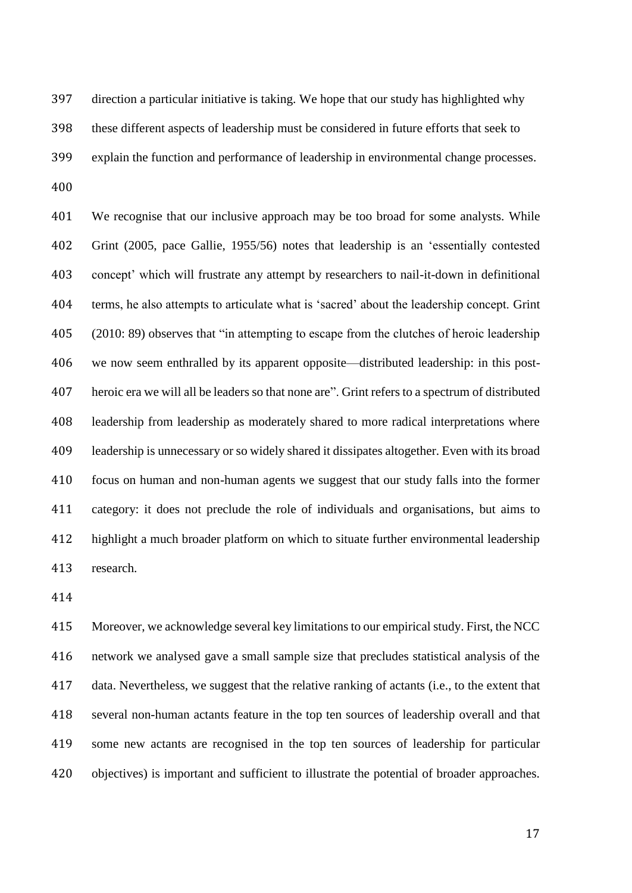direction a particular initiative is taking. We hope that our study has highlighted why these different aspects of leadership must be considered in future efforts that seek to explain the function and performance of leadership in environmental change processes.

We recognise that our inclusive approach may be too broad for some analysts. While Grint (2005, pace Gallie, 1955/56) notes that leadership is an 'essentially contested concept' which will frustrate any attempt by researchers to nail-it-down in definitional terms, he also attempts to articulate what is 'sacred' about the leadership concept. Grint (2010: 89) observes that "in attempting to escape from the clutches of heroic leadership we now seem enthralled by its apparent opposite—distributed leadership: in this post-heroic era we will all be leaders so that none are". Grint refers to a spectrum of distributed leadership from leadership as moderately shared to more radical interpretations where leadership is unnecessary or so widely shared it dissipates altogether. Even with its broad focus on human and non-human agents we suggest that our study falls into the former category: it does not preclude the role of individuals and organisations, but aims to highlight a much broader platform on which to situate further environmental leadership research.

Moreover, we acknowledge several key limitations to our empirical study. First, the NCC network we analysed gave a small sample size that precludes statistical analysis of the data. Nevertheless, we suggest that the relative ranking of actants (i.e., to the extent that several non-human actants feature in the top ten sources of leadership overall and that some new actants are recognised in the top ten sources of leadership for particular objectives) is important and sufficient to illustrate the potential of broader approaches.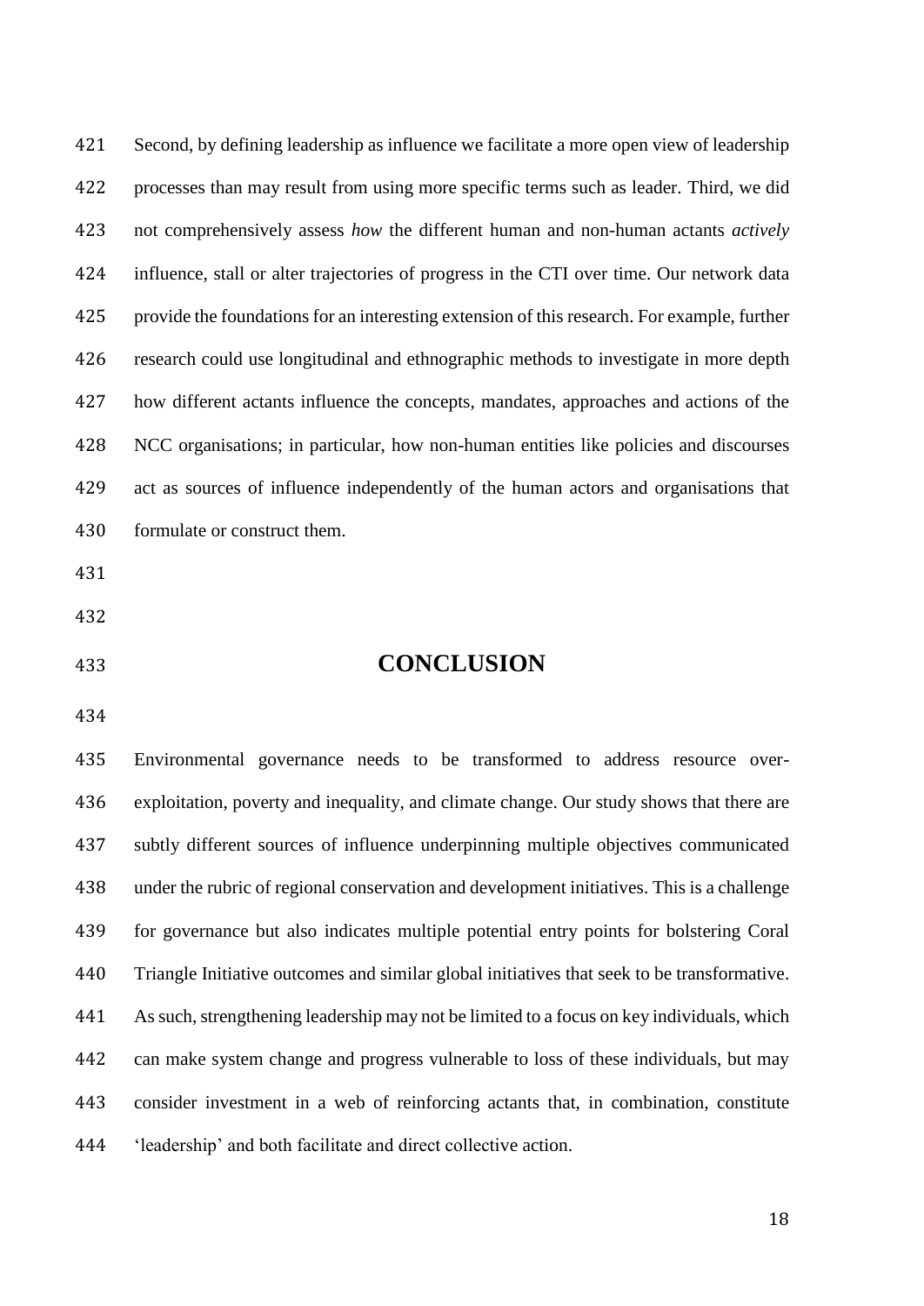Second, by defining leadership as influence we facilitate a more open view of leadership processes than may result from using more specific terms such as leader. Third, we did not comprehensively assess *how* the different human and non-human actants *actively* influence, stall or alter trajectories of progress in the CTI over time. Our network data provide the foundations for an interesting extension of this research. For example, further research could use longitudinal and ethnographic methods to investigate in more depth how different actants influence the concepts, mandates, approaches and actions of the NCC organisations; in particular, how non-human entities like policies and discourses act as sources of influence independently of the human actors and organisations that formulate or construct them.

# CONCLUSION

Environmental governance needs to be transformed to address resource over-exploitation, poverty and inequality, and climate change. Our study shows that there are subtly different sources of influence underpinning multiple objectives communicated under the rubric of regional conservation and development initiatives. This is a challenge for governance but also indicates multiple potential entry points for bolstering Coral Triangle Initiative outcomes and similar global initiatives that seek to be transformative. As such, strengthening leadership may not be limited to a focus on key individuals, which can make system change and progress vulnerable to loss of these individuals, but may consider investment in a web of reinforcing actants that, in combination, constitute 'leadership' and both facilitate and direct collective action.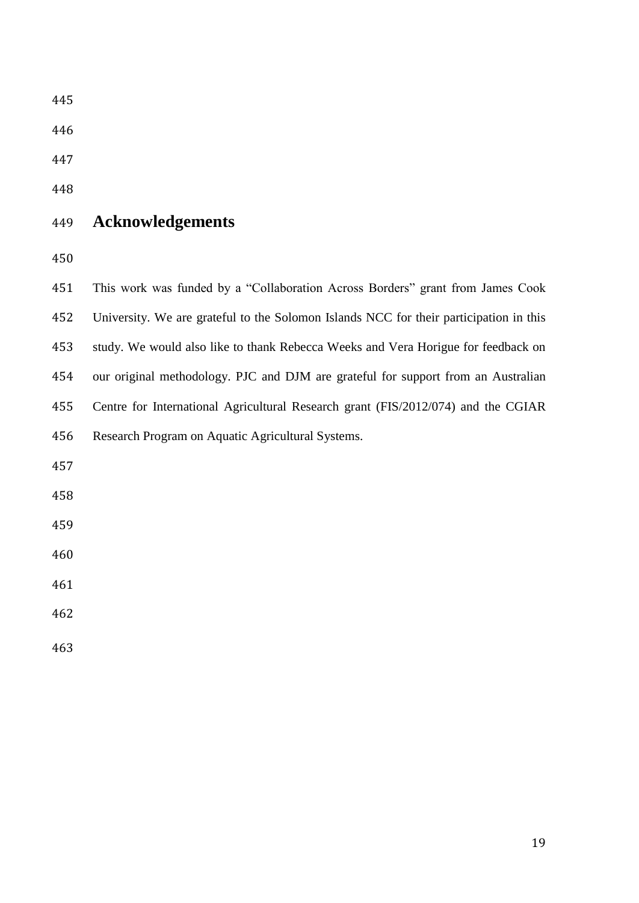# Acknowledgements

This work was funded by a "Collaboration Across Borders" grant from James Cook University. We are grateful to the Solomon Islands NCC for their participation in this study. We would also like to thank Rebecca Weeks and Vera Horigue for feedback on our original methodology. PJC and DJM are grateful for support from an Australian Centre for International Agricultural Research grant (FIS/2012/074) and the CGIAR Research Program on Aquatic Agricultural Systems.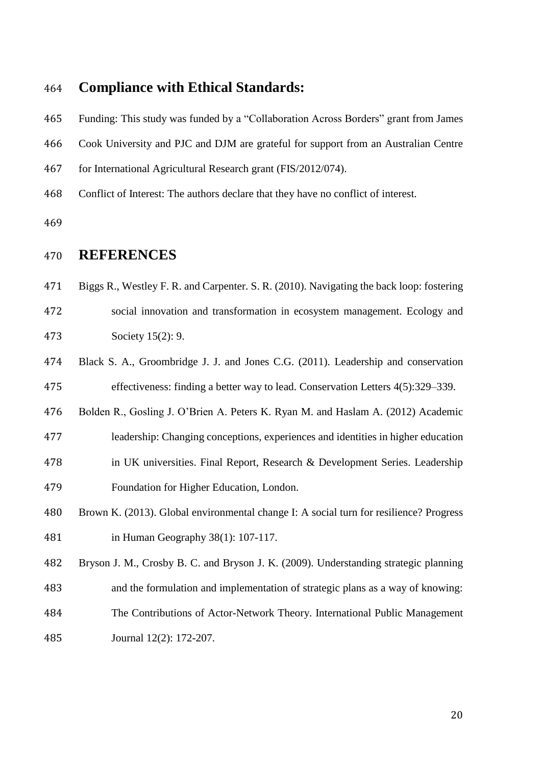## Compliance with Ethical Standards:

Funding: This study was funded by a "Collaboration Across Borders" grant from James Cook University and PJC and DJM are grateful for support from an Australian Centre for International Agricultural Research grant (FIS/2012/074).

Conflict of Interest: The authors declare that they have no conflict of interest.

## REFERENCES

Biggs R., Westley F. R. and Carpenter. S. R. (2010). Navigating the back loop: fostering social innovation and transformation in ecosystem management. Ecology and Society 15(2): 9.

Black S. A., Groombridge J. J. and Jones C.G. (2011). Leadership and conservation effectiveness: finding a better way to lead. Conservation Letters 4(5):329–339.

Bolden R., Gosling J. O'Brien A. Peters K. Ryan M. and Haslam A. (2012) Academic leadership: Changing conceptions, experiences and identities in higher education in UK universities. Final Report, Research & Development Series. Leadership Foundation for Higher Education, London.

Brown K. (2013). Global environmental change I: A social turn for resilience? Progress in Human Geography 38(1): 107-117.

Bryson J. M., Crosby B. C. and Bryson J. K. (2009). Understanding strategic planning and the formulation and implementation of strategic plans as a way of knowing: The Contributions of Actor-Network Theory. International Public Management Journal 12(2): 172-207.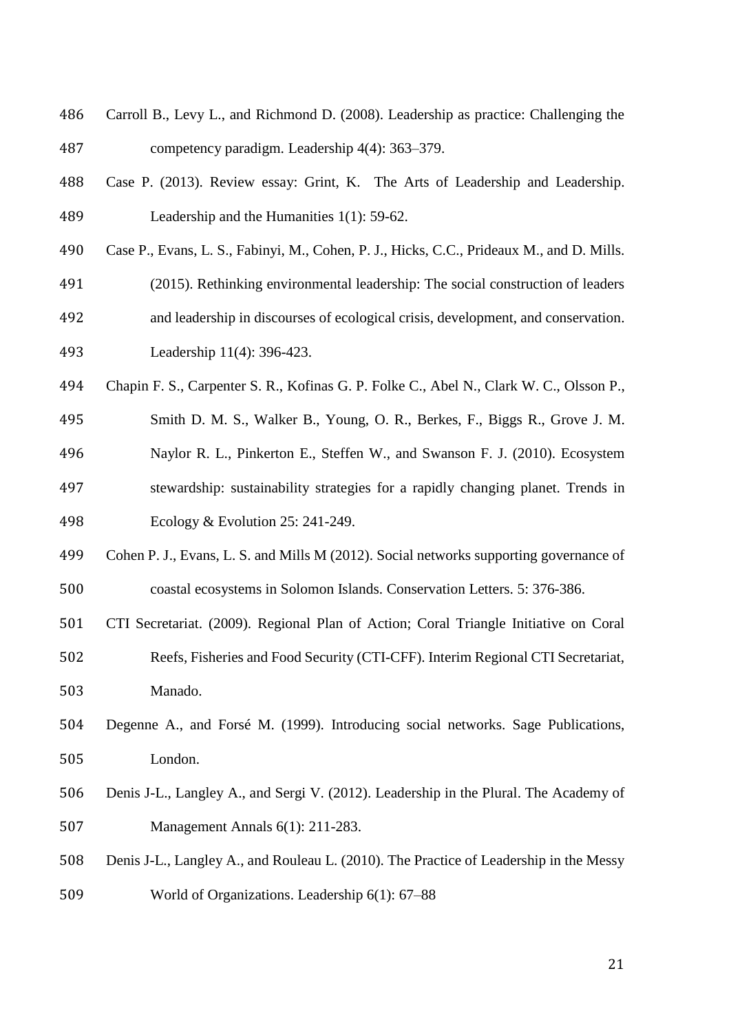Carroll B., Levy L., and Richmond D. (2008). Leadership as practice: Challenging the competency paradigm. Leadership 4(4): 363–379.

Case P. (2013). Review essay: Grint, K. The Arts of Leadership and Leadership. Leadership and the Humanities 1(1): 59-62.

Case P., Evans, L. S., Fabinyi, M., Cohen, P. J., Hicks, C.C., Prideaux M., and D. Mills. (2015). Rethinking environmental leadership: The social construction of leaders and leadership in discourses of ecological crisis, development, and conservation. Leadership 11(4): 396-423.

Chapin F. S., Carpenter S. R., Kofinas G. P. Folke C., Abel N., Clark W. C., Olsson P., Smith D. M. S., Walker B., Young, O. R., Berkes, F., Biggs R., Grove J. M. Naylor R. L., Pinkerton E., Steffen W., and Swanson F. J. (2010). Ecosystem stewardship: sustainability strategies for a rapidly changing planet. Trends in Ecology & Evolution 25: 241-249.

Cohen P. J., Evans, L. S. and Mills M (2012). Social networks supporting governance of coastal ecosystems in Solomon Islands. Conservation Letters. 5: 376-386.

CTI Secretariat. (2009). Regional Plan of Action; Coral Triangle Initiative on Coral Reefs, Fisheries and Food Security (CTI-CFF). Interim Regional CTI Secretariat, Manado.

Degenne A., and Forsé M. (1999). Introducing social networks. Sage Publications, London.

Denis J-L., Langley A., and Sergi V. (2012). Leadership in the Plural. The Academy of Management Annals 6(1): 211-283.

Denis J-L., Langley A., and Rouleau L. (2010). The Practice of Leadership in the Messy World of Organizations. Leadership 6(1): 67–88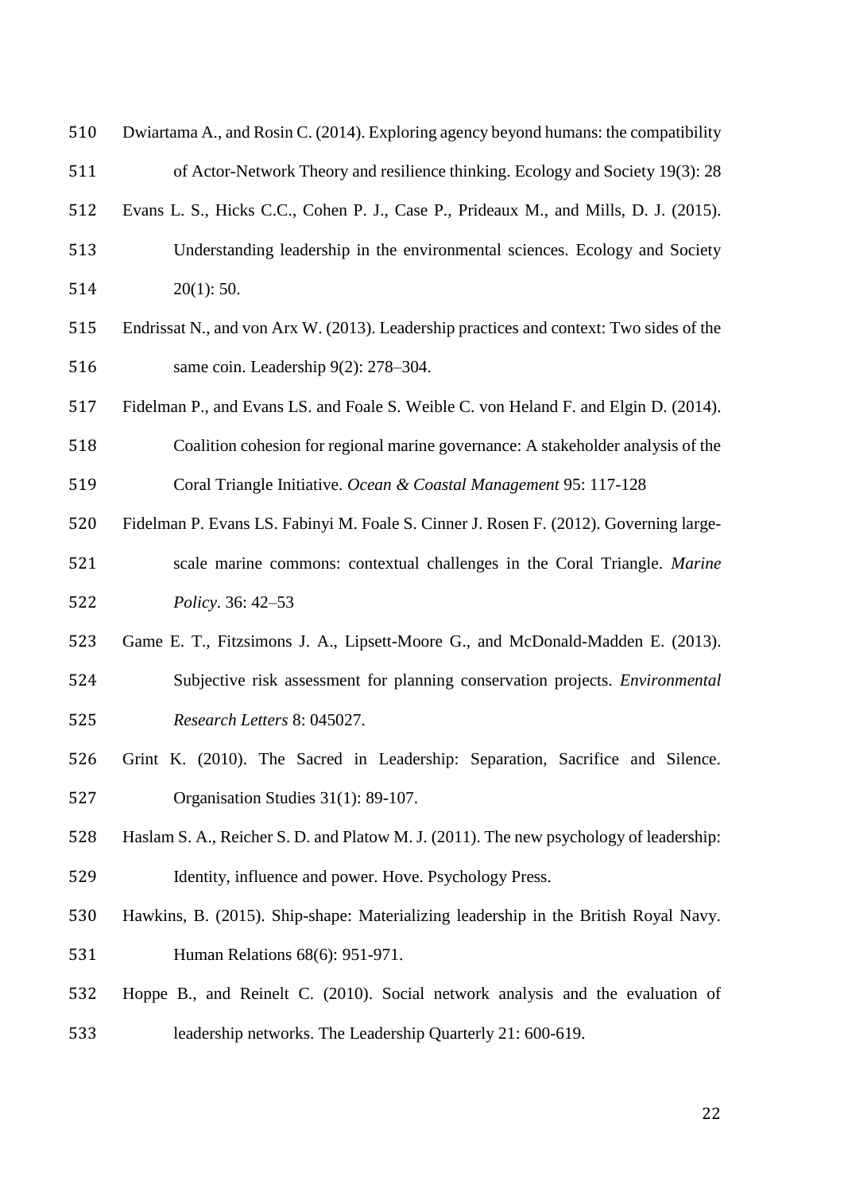Dwiartama A., and Rosin C. (2014). Exploring agency beyond humans: the compatibility of Actor-Network Theory and resilience thinking. Ecology and Society 19(3): 28

Evans L. S., Hicks C.C., Cohen P. J., Case P., Prideaux M., and Mills, D. J. (2015). Understanding leadership in the environmental sciences. Ecology and Society 20(1): 50.

Endrissat N., and von Arx W. (2013). Leadership practices and context: Two sides of the same coin. Leadership 9(2): 278–304.

Fidelman P., and Evans LS. and Foale S. Weible C. von Heland F. and Elgin D. (2014). Coalition cohesion for regional marine governance: A stakeholder analysis of the Coral Triangle Initiative. *Ocean & Coastal Management* 95: 117-128

Fidelman P. Evans LS. Fabinyi M. Foale S. Cinner J. Rosen F. (2012). Governing large-scale marine commons: contextual challenges in the Coral Triangle. *Marine Policy*. 36: 42–53

Game E. T., Fitzsimons J. A., Lipsett-Moore G., and McDonald-Madden E. (2013). Subjective risk assessment for planning conservation projects. *Environmental Research Letters* 8: 045027.

Grint K. (2010). The Sacred in Leadership: Separation, Sacrifice and Silence. Organisation Studies 31(1): 89-107.

Haslam S. A., Reicher S. D. and Platow M. J. (2011). The new psychology of leadership: Identity, influence and power. Hove. Psychology Press.

Hawkins, B. (2015). Ship-shape: Materializing leadership in the British Royal Navy. Human Relations 68(6): 951-971.

Hoppe B., and Reinelt C. (2010). Social network analysis and the evaluation of leadership networks. The Leadership Quarterly 21: 600-619.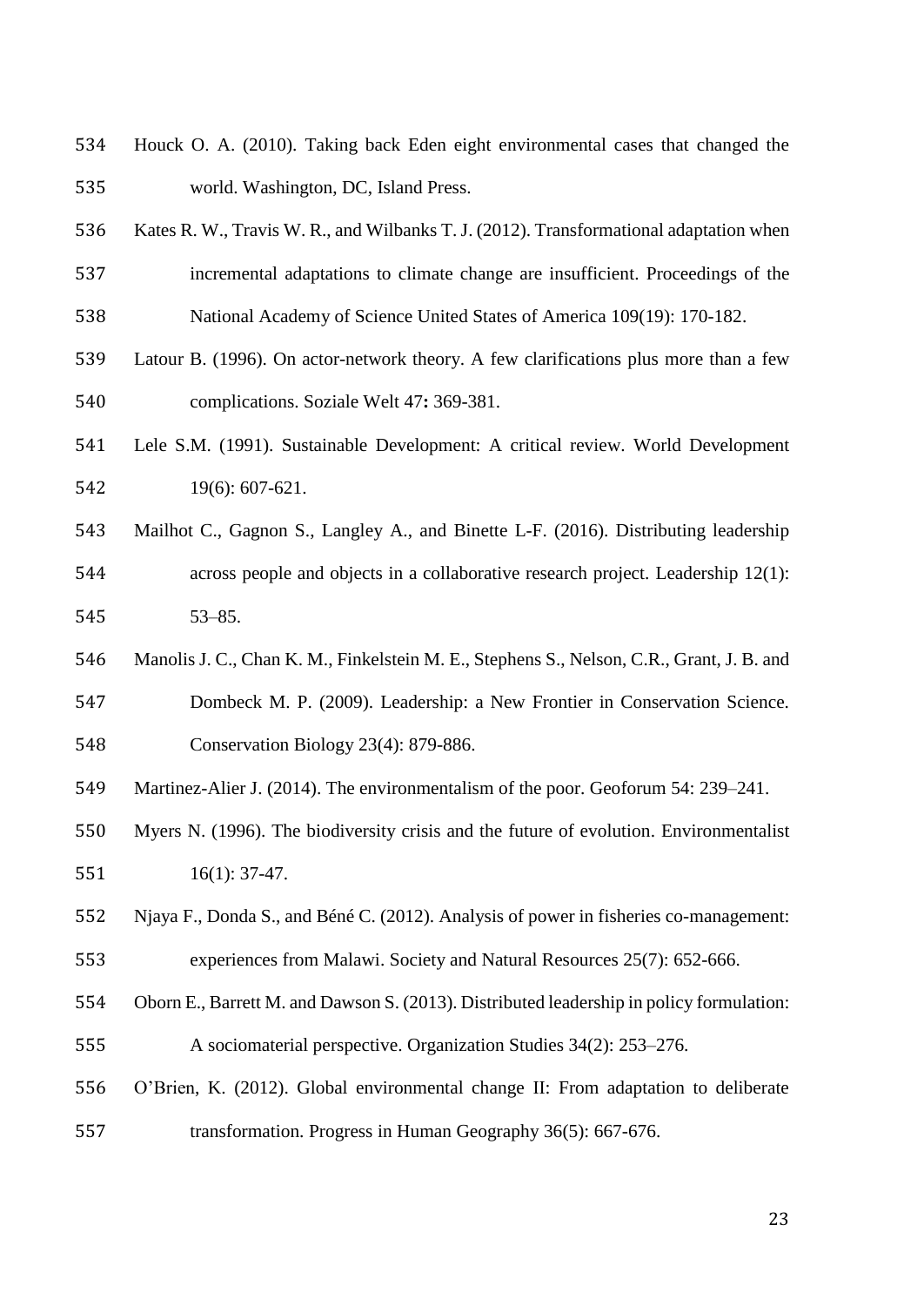Houck O. A. (2010). Taking back Eden eight environmental cases that changed the world. Washington, DC, Island Press.

Kates R. W., Travis W. R., and Wilbanks T. J. (2012). Transformational adaptation when incremental adaptations to climate change are insufficient. Proceedings of the National Academy of Science United States of America 109(19): 170-182.

Latour B. (1996). On actor-network theory. A few clarifications plus more than a few complications. Soziale Welt 47**:** 369-381.

Lele S.M. (1991). Sustainable Development: A critical review. World Development 19(6): 607-621.

Mailhot C., Gagnon S., Langley A., and Binette L-F. (2016). Distributing leadership across people and objects in a collaborative research project. Leadership 12(1): 53–85.

Manolis J. C., Chan K. M., Finkelstein M. E., Stephens S., Nelson, C.R., Grant, J. B. and Dombeck M. P. (2009). Leadership: a New Frontier in Conservation Science. Conservation Biology 23(4): 879-886.

Martinez-Alier J. (2014). The environmentalism of the poor. Geoforum 54: 239–241.

Myers N. (1996). The biodiversity crisis and the future of evolution. Environmentalist 16(1): 37-47.

Njaya F., Donda S., and Béné C. (2012). Analysis of power in fisheries co-management: experiences from Malawi. Society and Natural Resources 25(7): 652-666.

Oborn E., Barrett M. and Dawson S. (2013). Distributed leadership in policy formulation: A sociomaterial perspective. Organization Studies 34(2): 253–276.

O'Brien, K. (2012). Global environmental change II: From adaptation to deliberate transformation. Progress in Human Geography 36(5): 667-676.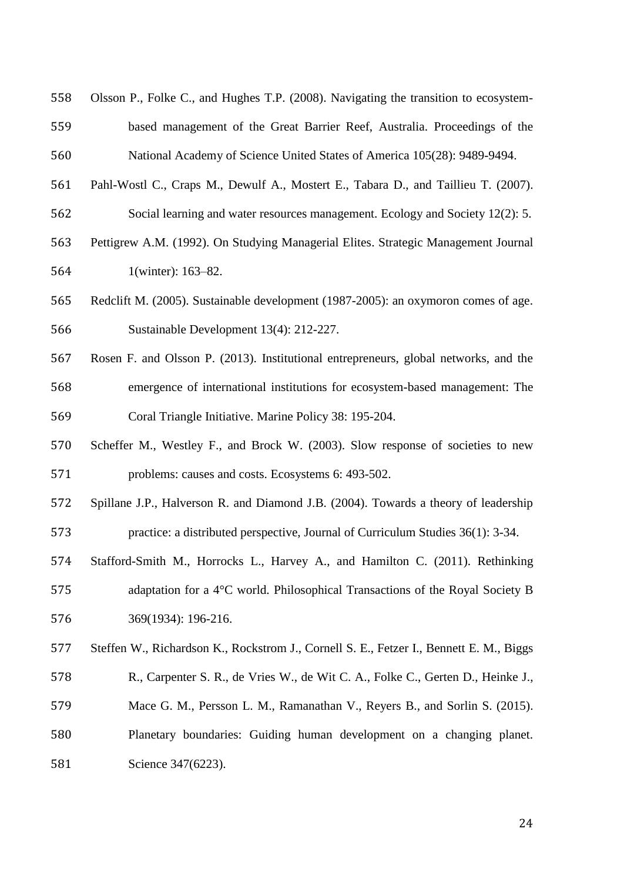Olsson P., Folke C., and Hughes T.P. (2008). Navigating the transition to ecosystem-based management of the Great Barrier Reef, Australia. Proceedings of the National Academy of Science United States of America 105(28): 9489-9494.

Pahl-Wostl C., Craps M., Dewulf A., Mostert E., Tabara D., and Taillieu T. (2007). Social learning and water resources management. Ecology and Society 12(2): 5.

Pettigrew A.M. (1992). On Studying Managerial Elites. Strategic Management Journal 1(winter): 163–82.

Redclift M. (2005). Sustainable development (1987-2005): an oxymoron comes of age. Sustainable Development 13(4): 212-227.

Rosen F. and Olsson P. (2013). Institutional entrepreneurs, global networks, and the emergence of international institutions for ecosystem-based management: The Coral Triangle Initiative. Marine Policy 38: 195-204.

Scheffer M., Westley F., and Brock W. (2003). Slow response of societies to new problems: causes and costs. Ecosystems 6: 493-502.

Spillane J.P., Halverson R. and Diamond J.B. (2004). Towards a theory of leadership practice: a distributed perspective, Journal of Curriculum Studies 36(1): 3-34.

Stafford-Smith M., Horrocks L., Harvey A., and Hamilton C. (2011). Rethinking adaptation for a 4°C world. Philosophical Transactions of the Royal Society B 369(1934): 196-216.

Steffen W., Richardson K., Rockstrom J., Cornell S. E., Fetzer I., Bennett E. M., Biggs R., Carpenter S. R., de Vries W., de Wit C. A., Folke C., Gerten D., Heinke J., Mace G. M., Persson L. M., Ramanathan V., Reyers B., and Sorlin S. (2015). Planetary boundaries: Guiding human development on a changing planet. Science 347(6223).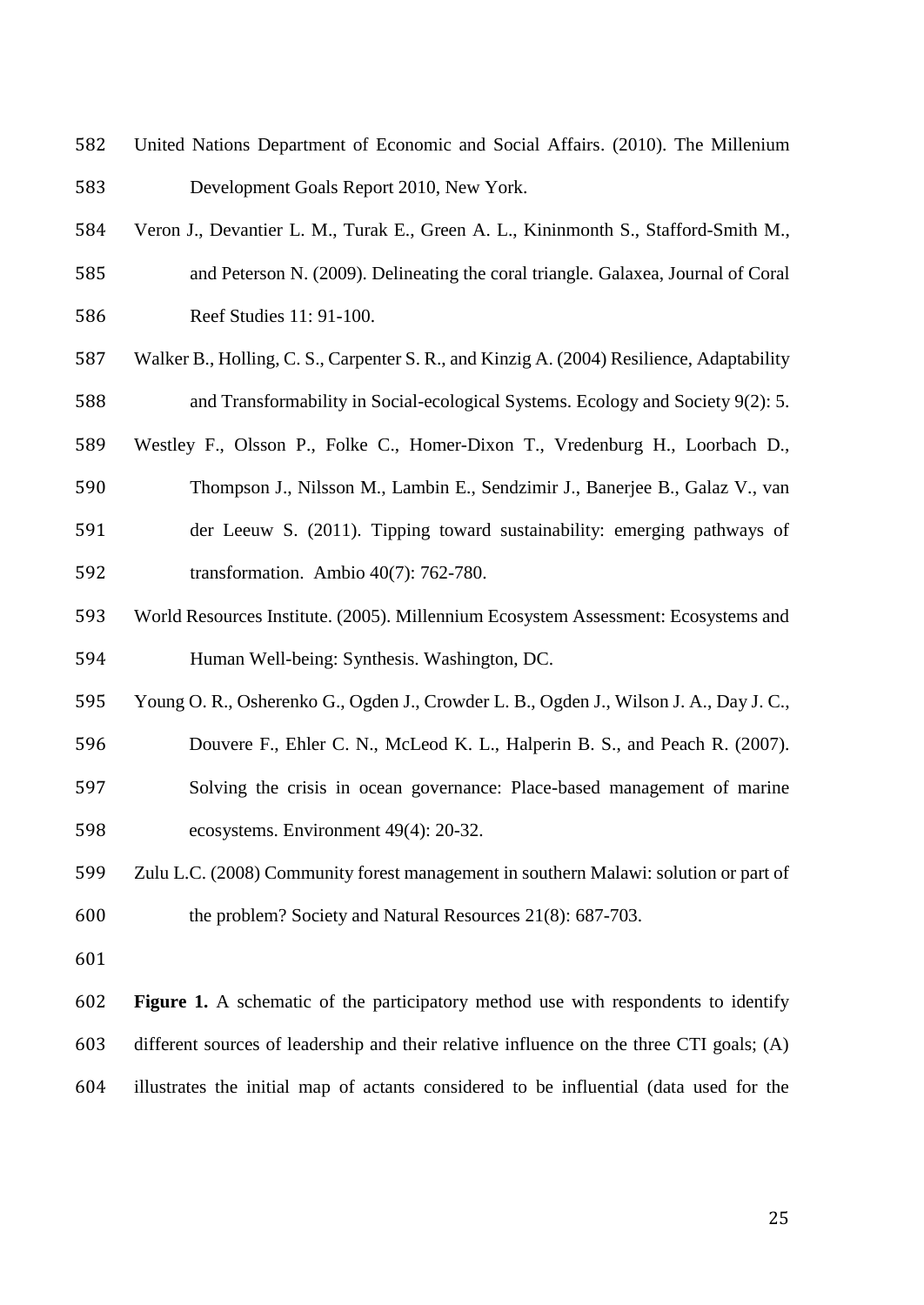United Nations Department of Economic and Social Affairs. (2010). The Millenium Development Goals Report 2010, New York.

Veron J., Devantier L. M., Turak E., Green A. L., Kininmonth S., Stafford-Smith M., and Peterson N. (2009). Delineating the coral triangle. Galaxea, Journal of Coral Reef Studies 11: 91-100.

Walker B., Holling, C. S., Carpenter S. R., and Kinzig A. (2004) Resilience, Adaptability and Transformability in Social-ecological Systems. Ecology and Society 9(2): 5.

Westley F., Olsson P., Folke C., Homer-Dixon T., Vredenburg H., Loorbach D., Thompson J., Nilsson M., Lambin E., Sendzimir J., Banerjee B., Galaz V., van der Leeuw S. (2011). Tipping toward sustainability: emerging pathways of transformation. Ambio 40(7): 762-780.

World Resources Institute. (2005). Millennium Ecosystem Assessment: Ecosystems and Human Well-being: Synthesis. Washington, DC.

Young O. R., Osherenko G., Ogden J., Crowder L. B., Ogden J., Wilson J. A., Day J. C., Douvere F., Ehler C. N., McLeod K. L., Halperin B. S., and Peach R. (2007). Solving the crisis in ocean governance: Place-based management of marine ecosystems. Environment 49(4): 20-32.

Zulu L.C. (2008) Community forest management in southern Malawi: solution or part of the problem? Society and Natural Resources 21(8): 687-703.

**Figure 1.** A schematic of the participatory method use with respondents to identify different sources of leadership and their relative influence on the three CTI goals; (A) illustrates the initial map of actants considered to be influential (data used for the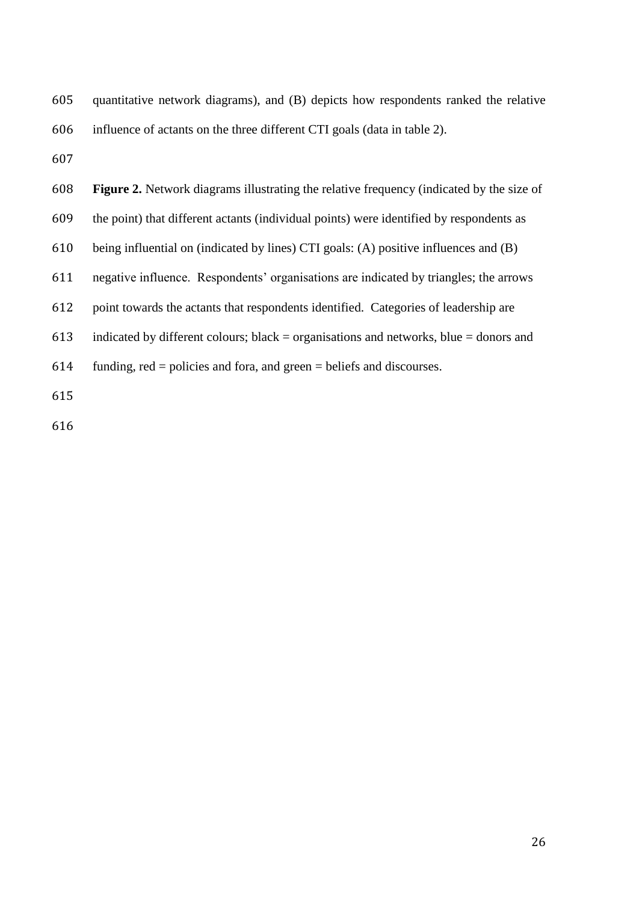quantitative network diagrams), and (B) depicts how respondents ranked the relative influence of actants on the three different CTI goals (data in table 2).

**Figure 2.** Network diagrams illustrating the relative frequency (indicated by the size of the point) that different actants (individual points) were identified by respondents as being influential on (indicated by lines) CTI goals: (A) positive influences and (B) negative influence. Respondents' organisations are indicated by triangles; the arrows point towards the actants that respondents identified. Categories of leadership are indicated by different colours; black = organisations and networks, blue = donors and funding, red = policies and fora, and green = beliefs and discourses.